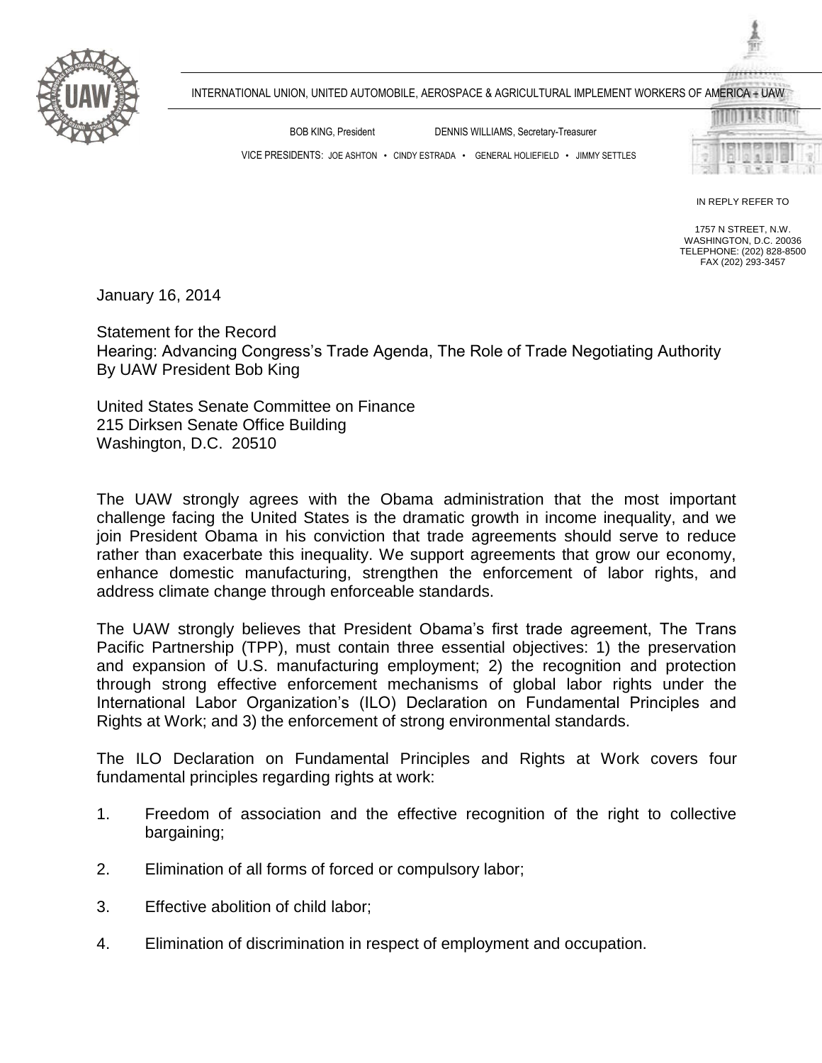INTERNATIONAL UNION, UNITED AUTOMOBILE, AEROSPACE & AGRICULTURAL IMPLEMENT WORKERS OF AMERICA – UAW

BOB KING, President DENNIS WILLIAMS, Secretary-Treasurer

VICE PRESIDENTS: JOE ASHTON • CINDY ESTRADA • GENERAL HOLIEFIELD • JIMMY SETTLES

IN REPLY REFER TO

1757 N STREET, N.W.
WASHINGTON, D.C. 20036
TELEPHONE: (202) 828-8500
FAX (202) 293-3457

January 16, 2014

Statement for the Record
Hearing: Advancing Congress's Trade Agenda, The Role of Trade Negotiating Authority
By UAW President Bob King

United States Senate Committee on Finance
215 Dirksen Senate Office Building
Washington, D.C. 20510

The UAW strongly agrees with the Obama administration that the most important challenge facing the United States is the dramatic growth in income inequality, and we join President Obama in his conviction that trade agreements should serve to reduce rather than exacerbate this inequality. We support agreements that grow our economy, enhance domestic manufacturing, strengthen the enforcement of labor rights, and address climate change through enforceable standards.

The UAW strongly believes that President Obama's first trade agreement, The Trans Pacific Partnership (TPP), must contain three essential objectives: 1) the preservation and expansion of U.S. manufacturing employment; 2) the recognition and protection through strong effective enforcement mechanisms of global labor rights under the International Labor Organization's (ILO) Declaration on Fundamental Principles and Rights at Work; and 3) the enforcement of strong environmental standards.

The ILO Declaration on Fundamental Principles and Rights at Work covers four fundamental principles regarding rights at work:

1. Freedom of association and the effective recognition of the right to collective bargaining;

2. Elimination of all forms of forced or compulsory labor;

3. Effective abolition of child labor;

4. Elimination of discrimination in respect of employment and occupation.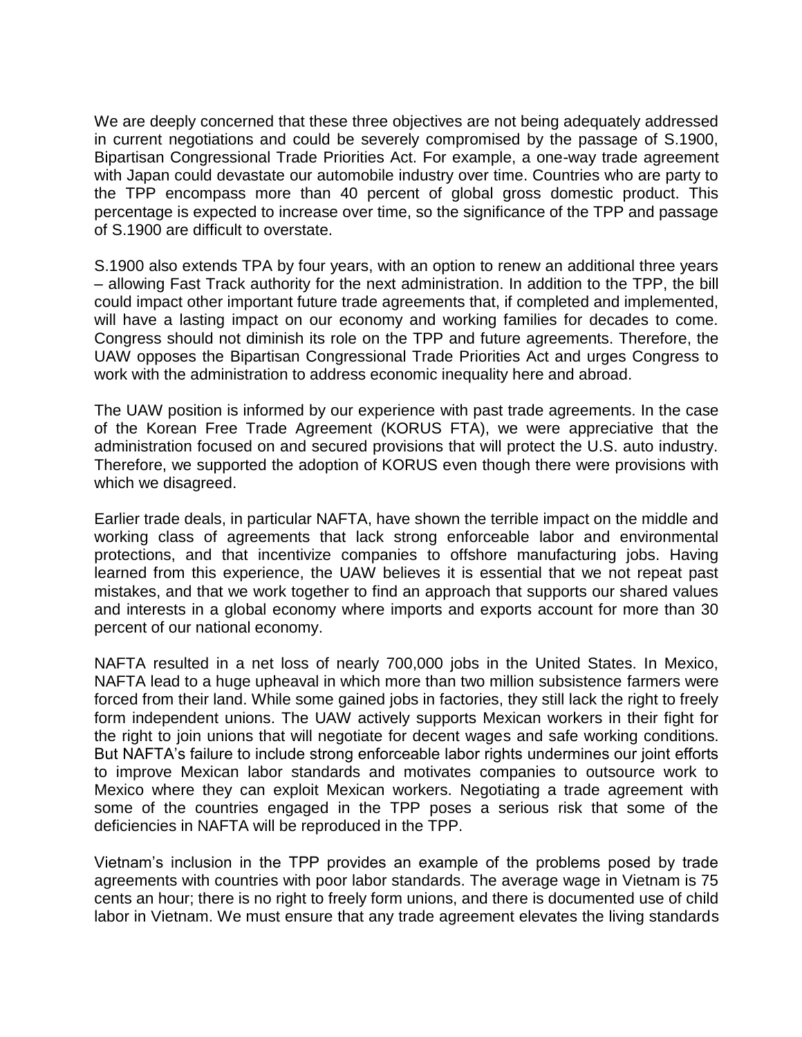We are deeply concerned that these three objectives are not being adequately addressed in current negotiations and could be severely compromised by the passage of S.1900, Bipartisan Congressional Trade Priorities Act. For example, a one-way trade agreement with Japan could devastate our automobile industry over time. Countries who are party to the TPP encompass more than 40 percent of global gross domestic product. This percentage is expected to increase over time, so the significance of the TPP and passage of S.1900 are difficult to overstate.

S.1900 also extends TPA by four years, with an option to renew an additional three years – allowing Fast Track authority for the next administration. In addition to the TPP, the bill could impact other important future trade agreements that, if completed and implemented, will have a lasting impact on our economy and working families for decades to come. Congress should not diminish its role on the TPP and future agreements. Therefore, the UAW opposes the Bipartisan Congressional Trade Priorities Act and urges Congress to work with the administration to address economic inequality here and abroad.

The UAW position is informed by our experience with past trade agreements. In the case of the Korean Free Trade Agreement (KORUS FTA), we were appreciative that the administration focused on and secured provisions that will protect the U.S. auto industry. Therefore, we supported the adoption of KORUS even though there were provisions with which we disagreed.

Earlier trade deals, in particular NAFTA, have shown the terrible impact on the middle and working class of agreements that lack strong enforceable labor and environmental protections, and that incentivize companies to offshore manufacturing jobs. Having learned from this experience, the UAW believes it is essential that we not repeat past mistakes, and that we work together to find an approach that supports our shared values and interests in a global economy where imports and exports account for more than 30 percent of our national economy.

NAFTA resulted in a net loss of nearly 700,000 jobs in the United States. In Mexico, NAFTA lead to a huge upheaval in which more than two million subsistence farmers were forced from their land. While some gained jobs in factories, they still lack the right to freely form independent unions. The UAW actively supports Mexican workers in their fight for the right to join unions that will negotiate for decent wages and safe working conditions. But NAFTA's failure to include strong enforceable labor rights undermines our joint efforts to improve Mexican labor standards and motivates companies to outsource work to Mexico where they can exploit Mexican workers. Negotiating a trade agreement with some of the countries engaged in the TPP poses a serious risk that some of the deficiencies in NAFTA will be reproduced in the TPP.

Vietnam's inclusion in the TPP provides an example of the problems posed by trade agreements with countries with poor labor standards. The average wage in Vietnam is 75 cents an hour; there is no right to freely form unions, and there is documented use of child labor in Vietnam. We must ensure that any trade agreement elevates the living standards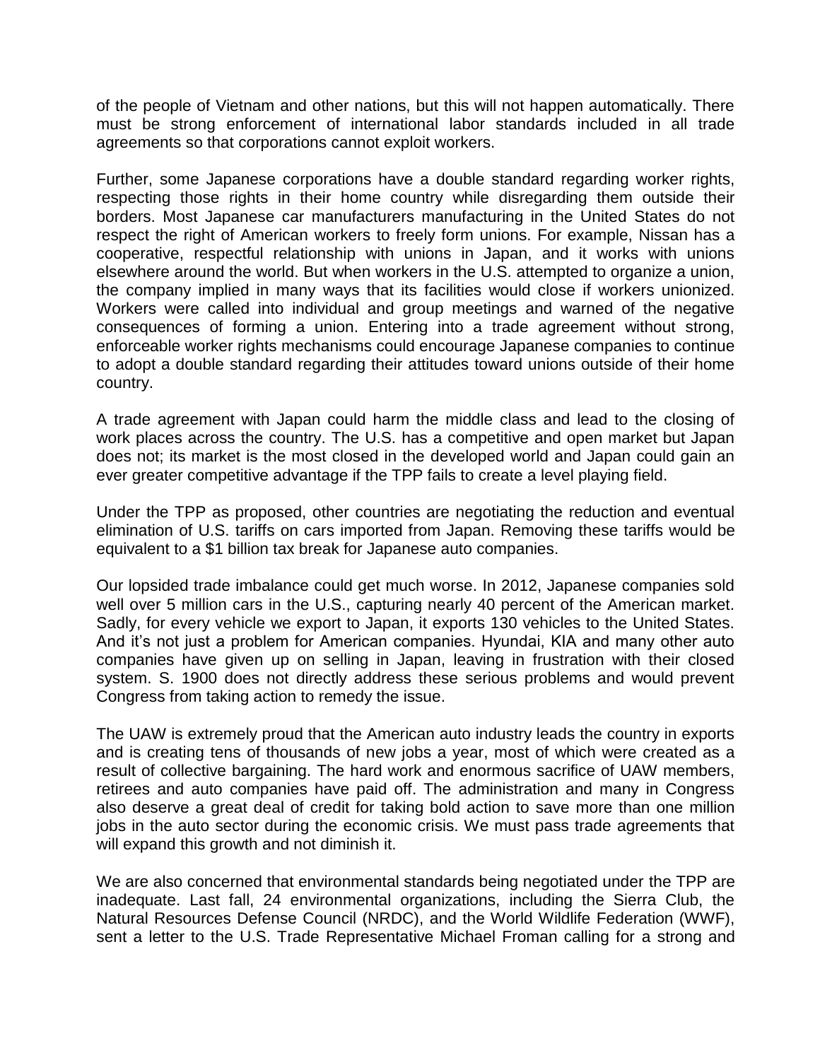of the people of Vietnam and other nations, but this will not happen automatically. There must be strong enforcement of international labor standards included in all trade agreements so that corporations cannot exploit workers.

Further, some Japanese corporations have a double standard regarding worker rights, respecting those rights in their home country while disregarding them outside their borders. Most Japanese car manufacturers manufacturing in the United States do not respect the right of American workers to freely form unions. For example, Nissan has a cooperative, respectful relationship with unions in Japan, and it works with unions elsewhere around the world. But when workers in the U.S. attempted to organize a union, the company implied in many ways that its facilities would close if workers unionized. Workers were called into individual and group meetings and warned of the negative consequences of forming a union. Entering into a trade agreement without strong, enforceable worker rights mechanisms could encourage Japanese companies to continue to adopt a double standard regarding their attitudes toward unions outside of their home country.

A trade agreement with Japan could harm the middle class and lead to the closing of work places across the country. The U.S. has a competitive and open market but Japan does not; its market is the most closed in the developed world and Japan could gain an ever greater competitive advantage if the TPP fails to create a level playing field.

Under the TPP as proposed, other countries are negotiating the reduction and eventual elimination of U.S. tariffs on cars imported from Japan. Removing these tariffs would be equivalent to a $1 billion tax break for Japanese auto companies.

Our lopsided trade imbalance could get much worse. In 2012, Japanese companies sold well over 5 million cars in the U.S., capturing nearly 40 percent of the American market. Sadly, for every vehicle we export to Japan, it exports 130 vehicles to the United States. And it's not just a problem for American companies. Hyundai, KIA and many other auto companies have given up on selling in Japan, leaving in frustration with their closed system. S. 1900 does not directly address these serious problems and would prevent Congress from taking action to remedy the issue.

The UAW is extremely proud that the American auto industry leads the country in exports and is creating tens of thousands of new jobs a year, most of which were created as a result of collective bargaining. The hard work and enormous sacrifice of UAW members, retirees and auto companies have paid off. The administration and many in Congress also deserve a great deal of credit for taking bold action to save more than one million jobs in the auto sector during the economic crisis. We must pass trade agreements that will expand this growth and not diminish it.

We are also concerned that environmental standards being negotiated under the TPP are inadequate. Last fall, 24 environmental organizations, including the Sierra Club, the Natural Resources Defense Council (NRDC), and the World Wildlife Federation (WWF), sent a letter to the U.S. Trade Representative Michael Froman calling for a strong and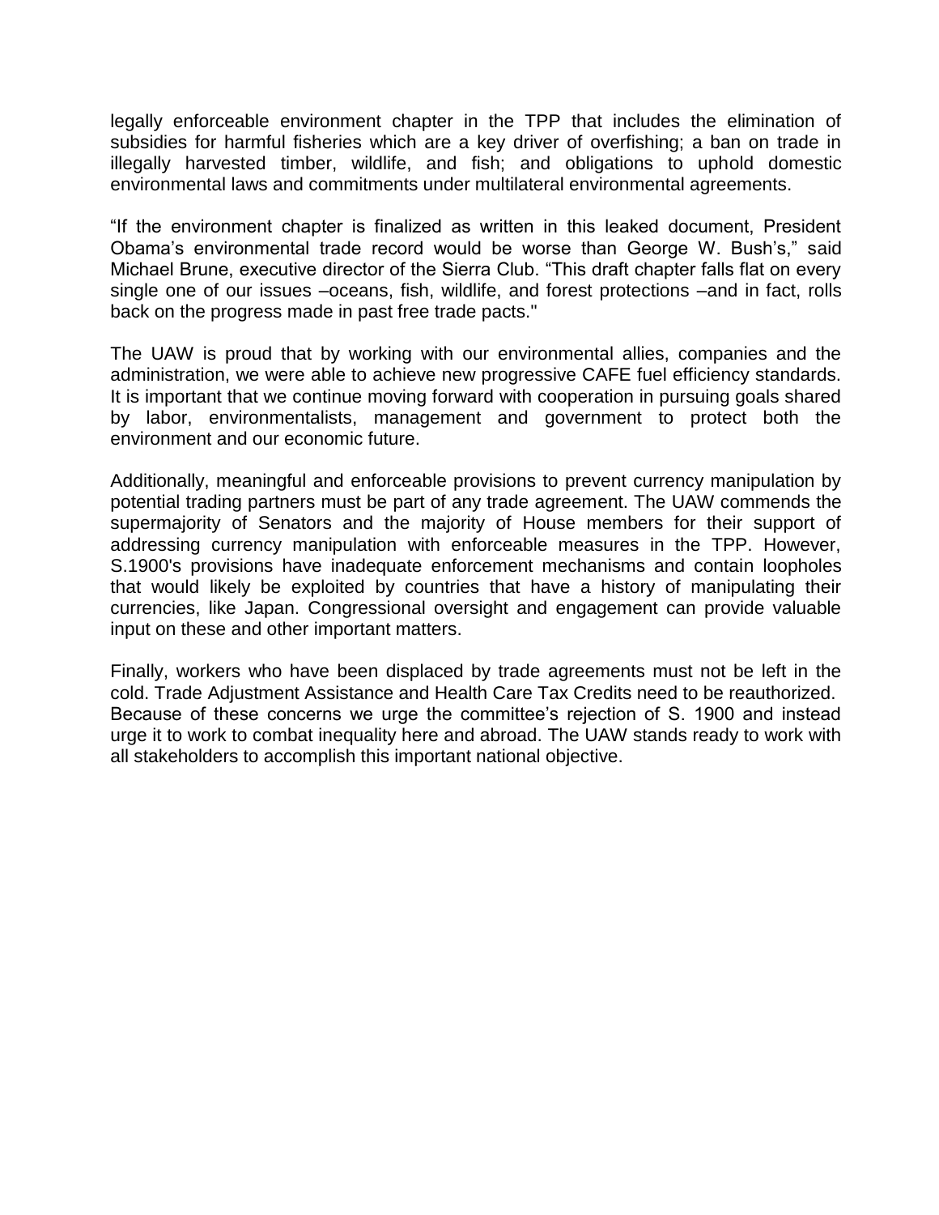legally enforceable environment chapter in the TPP that includes the elimination of subsidies for harmful fisheries which are a key driver of overfishing; a ban on trade in illegally harvested timber, wildlife, and fish; and obligations to uphold domestic environmental laws and commitments under multilateral environmental agreements.

"If the environment chapter is finalized as written in this leaked document, President Obama's environmental trade record would be worse than George W. Bush's," said Michael Brune, executive director of the Sierra Club. "This draft chapter falls flat on every single one of our issues –oceans, fish, wildlife, and forest protections –and in fact, rolls back on the progress made in past free trade pacts."

The UAW is proud that by working with our environmental allies, companies and the administration, we were able to achieve new progressive CAFE fuel efficiency standards. It is important that we continue moving forward with cooperation in pursuing goals shared by labor, environmentalists, management and government to protect both the environment and our economic future.

Additionally, meaningful and enforceable provisions to prevent currency manipulation by potential trading partners must be part of any trade agreement. The UAW commends the supermajority of Senators and the majority of House members for their support of addressing currency manipulation with enforceable measures in the TPP. However, S.1900's provisions have inadequate enforcement mechanisms and contain loopholes that would likely be exploited by countries that have a history of manipulating their currencies, like Japan. Congressional oversight and engagement can provide valuable input on these and other important matters.

Finally, workers who have been displaced by trade agreements must not be left in the cold. Trade Adjustment Assistance and Health Care Tax Credits need to be reauthorized. Because of these concerns we urge the committee's rejection of S. 1900 and instead urge it to work to combat inequality here and abroad. The UAW stands ready to work with all stakeholders to accomplish this important national objective.